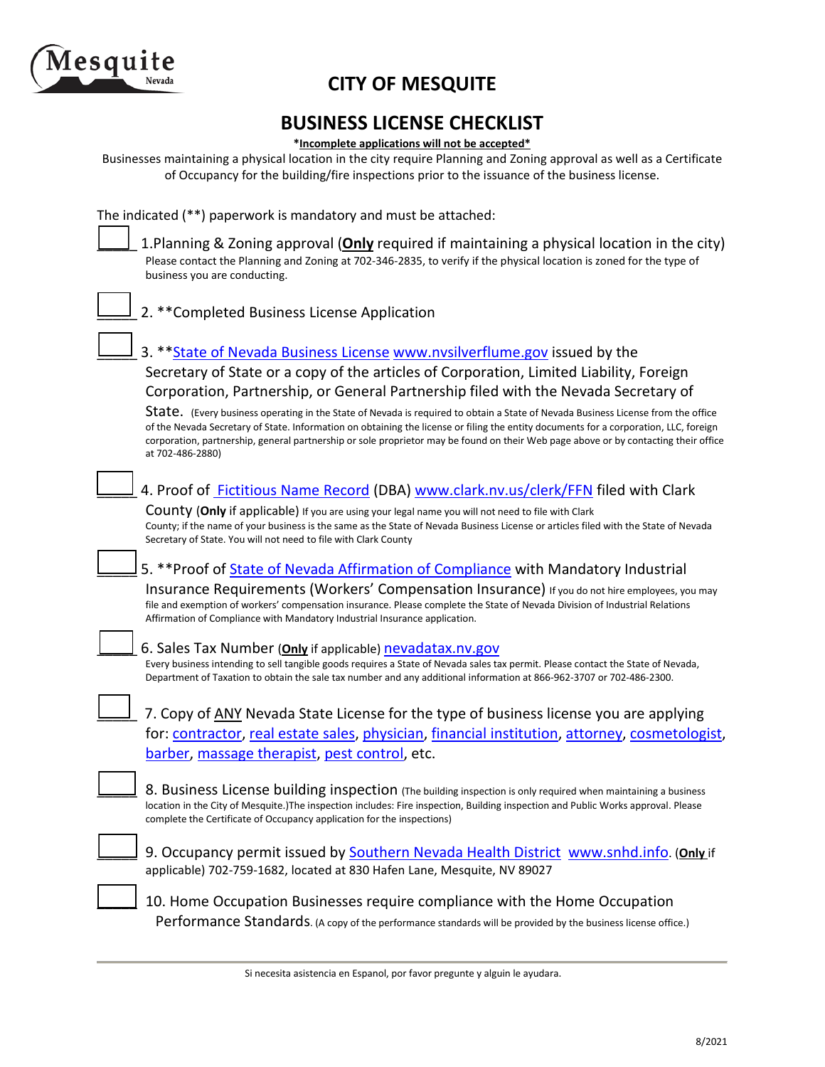# CITY OF MESQUITE

## BUSINESS LICENSE CHECKLIST

***Incomplete applications will not be accepted***

Businesses maintaining a physical location in the city require Planning and Zoning approval as well as a Certificate of Occupancy for the building/fire inspections prior to the issuance of the business license.

The indicated (**) paperwork is mandatory and must be attached:

- [ ] 1.Planning & Zoning approval (**Only** required if maintaining a physical location in the city) Please contact the Planning and Zoning at 702-346-2835, to verify if the physical location is zoned for the type of business you are conducting.

- [ ] 2. **Completed Business License Application

- [ ] 3. **State of Nevada Business License www.nvsilverflume.gov issued by the Secretary of State or a copy of the articles of Corporation, Limited Liability, Foreign Corporation, Partnership, or General Partnership filed with the Nevada Secretary of State. (Every business operating in the State of Nevada is required to obtain a State of Nevada Business License from the office of the Nevada Secretary of State. Information on obtaining the license or filing the entity documents for a corporation, LLC, foreign corporation, partnership, general partnership or sole proprietor may be found on their Web page above or by contacting their office at 702-486-2880)

- [ ] 4. Proof of Fictitious Name Record (DBA) www.clark.nv.us/clerk/FFN filed with Clark County (**Only** if applicable) If you are using your legal name you will not need to file with Clark County; if the name of your business is the same as the State of Nevada Business License or articles filed with the State of Nevada Secretary of State. You will not need to file with Clark County

- [ ] 5. **Proof of State of Nevada Affirmation of Compliance with Mandatory Industrial Insurance Requirements (Workers' Compensation Insurance) If you do not hire employees, you may file and exemption of workers' compensation insurance. Please complete the State of Nevada Division of Industrial Relations Affirmation of Compliance with Mandatory Industrial Insurance application.

- [ ] 6. Sales Tax Number (**Only** if applicable) nevadatax.nv.gov Every business intending to sell tangible goods requires a State of Nevada sales tax permit. Please contact the State of Nevada, Department of Taxation to obtain the sale tax number and any additional information at 866-962-3707 or 702-486-2300.

- [ ] 7. Copy of ANY Nevada State License for the type of business license you are applying for: contractor, real estate sales, physician, financial institution, attorney, cosmetologist, barber, massage therapist, pest control, etc.

- [ ] 8. Business License building inspection (The building inspection is only required when maintaining a business location in the City of Mesquite.)The inspection includes: Fire inspection, Building inspection and Public Works approval. Please complete the Certificate of Occupancy application for the inspections)

- [ ] 9. Occupancy permit issued by Southern Nevada Health District www.snhd.info. (**Only** if applicable) 702-759-1682, located at 830 Hafen Lane, Mesquite, NV 89027

- [ ] 10. Home Occupation Businesses require compliance with the Home Occupation Performance Standards. (A copy of the performance standards will be provided by the business license office.)

---

Si necesita asistencia en Espanol, por favor pregunte y alguin le ayudara.

8/2021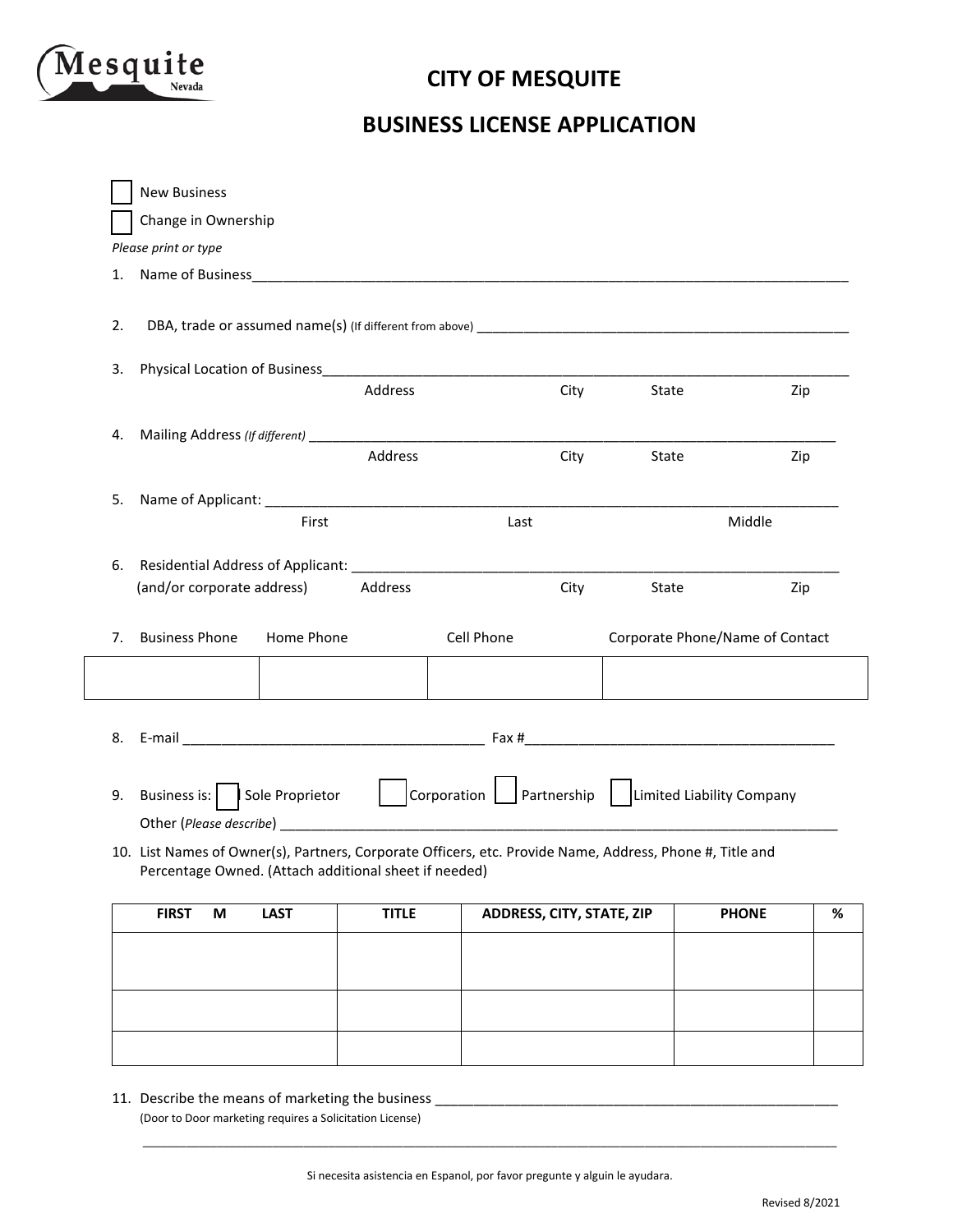# CITY OF MESQUITE

## BUSINESS LICENSE APPLICATION

☐ New Business

☐ Change in Ownership

*Please print or type*

1. Name of Business\_\_\_\_\_\_\_\_\_\_\_\_\_\_\_\_\_\_\_\_\_\_\_\_\_\_\_\_\_\_\_\_\_\_\_\_\_\_\_\_\_\_\_\_\_\_\_\_\_\_\_\_\_\_\_\_\_\_\_\_\_\_\_\_\_\_\_\_\_\_\_\_

2. DBA, trade or assumed name(s) (If different from above) \_\_\_\_\_\_\_\_\_\_\_\_\_\_\_\_\_\_\_\_\_\_\_\_\_\_\_\_\_\_\_\_\_\_\_\_\_\_\_\_\_\_\_\_\_\_\_\_

3. Physical Location of Business\_\_\_\_\_\_\_\_\_\_\_\_\_\_\_\_\_\_\_\_\_\_\_\_\_\_\_\_\_\_\_\_\_\_\_\_\_\_\_\_\_\_\_\_\_\_\_\_\_\_\_\_\_\_\_\_\_\_\_\_\_\_\_\_
   Address City State Zip

4. Mailing Address *(If different)* \_\_\_\_\_\_\_\_\_\_\_\_\_\_\_\_\_\_\_\_\_\_\_\_\_\_\_\_\_\_\_\_\_\_\_\_\_\_\_\_\_\_\_\_\_\_\_\_\_\_\_\_\_\_\_\_\_\_\_\_\_\_\_\_\_
   Address City State Zip

5. Name of Applicant: \_\_\_\_\_\_\_\_\_\_\_\_\_\_\_\_\_\_\_\_\_\_\_\_\_\_\_\_\_\_\_\_\_\_\_\_\_\_\_\_\_\_\_\_\_\_\_\_\_\_\_\_\_\_\_\_\_\_\_\_\_\_\_\_\_\_\_\_\_\_\_
   First Last Middle

6. Residential Address of Applicant: \_\_\_\_\_\_\_\_\_\_\_\_\_\_\_\_\_\_\_\_\_\_\_\_\_\_\_\_\_\_\_\_\_\_\_\_\_\_\_\_\_\_\_\_\_\_\_\_\_\_\_\_\_\_\_\_\_\_\_\_\_
   (and/or corporate address) Address City State Zip

7.

| Business Phone | Home Phone | Cell Phone | Corporate Phone/Name of Contact |
|---|---|---|---|
| | | | |

8. E-mail \_\_\_\_\_\_\_\_\_\_\_\_\_\_\_\_\_\_\_\_\_\_\_\_\_\_\_\_\_\_\_\_\_\_\_\_\_\_ Fax #\_\_\_\_\_\_\_\_\_\_\_\_\_\_\_\_\_\_\_\_\_\_\_\_\_\_\_\_\_\_\_\_\_\_\_\_\_\_\_\_

9. Business is: ☐ Sole Proprietor ☐ Corporation ☐ Partnership ☐ Limited Liability Company
   Other (*Please describe*) \_\_\_\_\_\_\_\_\_\_\_\_\_\_\_\_\_\_\_\_\_\_\_\_\_\_\_\_\_\_\_\_\_\_\_\_\_\_\_\_\_\_\_\_\_\_\_\_\_\_\_\_\_\_\_\_\_\_\_\_\_\_\_\_\_\_\_\_\_\_\_

10. List Names of Owner(s), Partners, Corporate Officers, etc. Provide Name, Address, Phone #, Title and Percentage Owned. (Attach additional sheet if needed)

| FIRST M LAST | TITLE | ADDRESS, CITY, STATE, ZIP | PHONE | % |
|---|---|---|---|---|
| | | | | |
| | | | | |
| | | | | |

11. Describe the means of marketing the business \_\_\_\_\_\_\_\_\_\_\_\_\_\_\_\_\_\_\_\_\_\_\_\_\_\_\_\_\_\_\_\_\_\_\_\_\_\_\_\_\_\_\_\_\_\_\_\_\_\_\_\_\_\_
    (Door to Door marketing requires a Solicitation License)

\_\_\_\_\_\_\_\_\_\_\_\_\_\_\_\_\_\_\_\_\_\_\_\_\_\_\_\_\_\_\_\_\_\_\_\_\_\_\_\_\_\_\_\_\_\_\_\_\_\_\_\_\_\_\_\_\_\_\_\_\_\_\_\_\_\_\_\_\_\_\_\_\_\_\_\_\_\_\_\_\_\_\_\_\_\_\_\_\_\_\_\_

Si necesita asistencia en Espanol, por favor pregunte y alguin le ayudara.

Revised 8/2021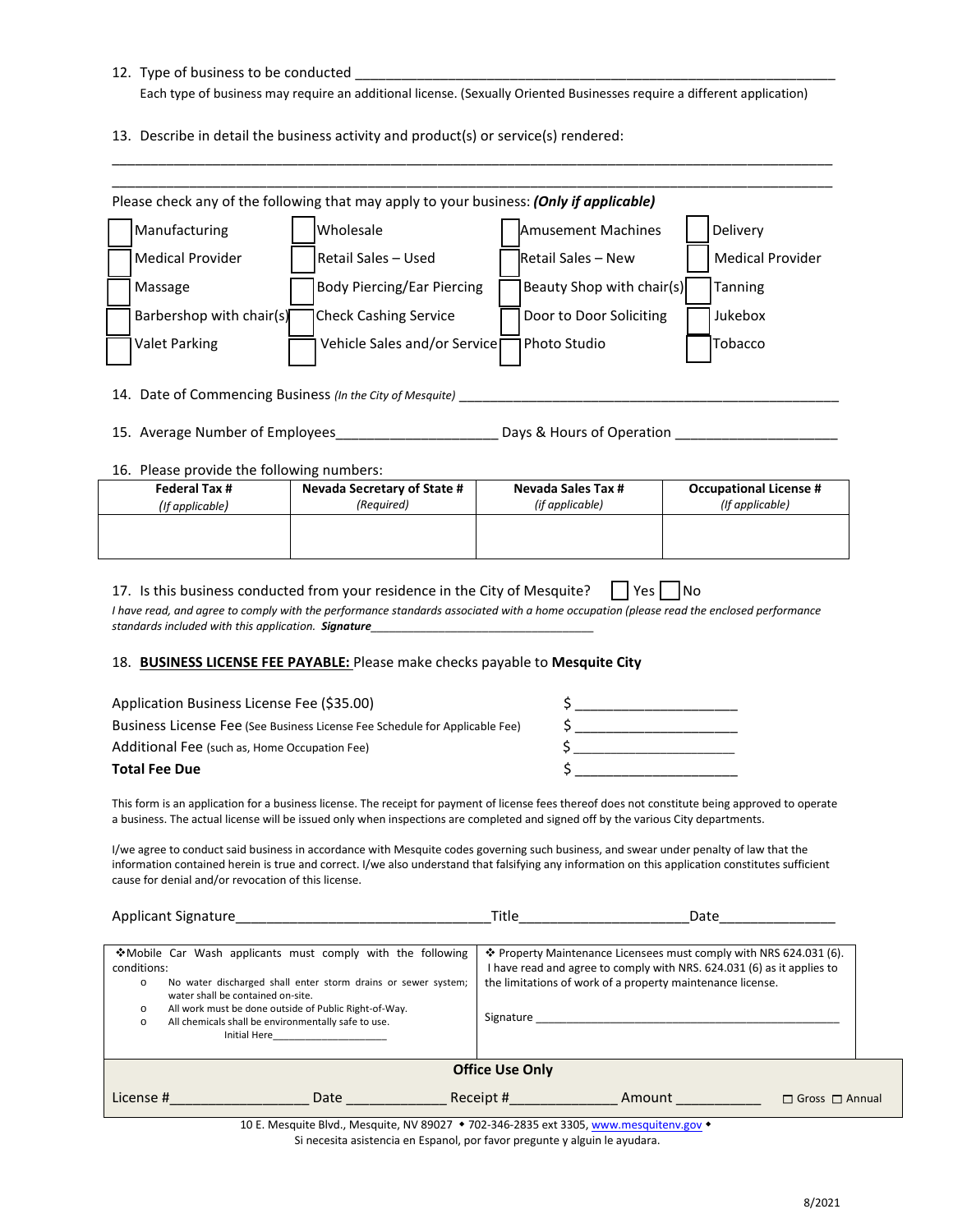12. Type of business to be conducted ___________________________________________________________

Each type of business may require an additional license. (Sexually Oriented Businesses require a different application)

13. Describe in detail the business activity and product(s) or service(s) rendered:

_____________________________________________________________________________________

_____________________________________________________________________________________

Please check any of the following that may apply to your business: ***(Only if applicable)***

| | | | |
|---|---|---|---|
| ☐ Manufacturing | ☐ Wholesale | ☐ Amusement Machines | ☐ Delivery |
| ☐ Medical Provider | ☐ Retail Sales – Used | ☐ Retail Sales – New | ☐ Medical Provider |
| ☐ Massage | ☐ Body Piercing/Ear Piercing | ☐ Beauty Shop with chair(s) | ☐ Tanning |
| ☐ Barbershop with chair(s) | ☐ Check Cashing Service | ☐ Door to Door Soliciting | ☐ Jukebox |
| ☐ Valet Parking | ☐ Vehicle Sales and/or Service | ☐ Photo Studio | ☐ Tobacco |

14. Date of Commencing Business *(In the City of Mesquite)* ______________________________________________

15. Average Number of Employees____________________ Days & Hours of Operation ____________________

16. Please provide the following numbers:

| **Federal Tax #** *(If applicable)* | **Nevada Secretary of State #** *(Required)* | **Nevada Sales Tax #** *(if applicable)* | **Occupational License #** *(If applicable)* |
|---|---|---|---|
| | | | |

17. Is this business conducted from your residence in the City of Mesquite? ☐ Yes ☐ No

*I have read, and agree to comply with the performance standards associated with a home occupation (please read the enclosed performance standards included with this application.* ***Signature***_________________________________

18. **BUSINESS LICENSE FEE PAYABLE:** Please make checks payable to **Mesquite City**

| | |
|---|---|
| Application Business License Fee ($35.00) | $ ____________________ |
| Business License Fee (See Business License Fee Schedule for Applicable Fee) | $ ____________________ |
| Additional Fee (such as, Home Occupation Fee) | $ ____________________ |
| **Total Fee Due** | $ ____________________ |

This form is an application for a business license. The receipt for payment of license fees thereof does not constitute being approved to operate a business. The actual license will be issued only when inspections are completed and signed off by the various City departments.

I/we agree to conduct said business in accordance with Mesquite codes governing such business, and swear under penalty of law that the information contained herein is true and correct. I/we also understand that falsifying any information on this application constitutes sufficient cause for denial and/or revocation of this license.

Applicant Signature________________________________Title_____________________Date_______________

❖Mobile Car Wash applicants must comply with the following conditions:

- No water discharged shall enter storm drains or sewer system; water shall be contained on-site.
- All work must be done outside of Public Right-of-Way.
- All chemicals shall be environmentally safe to use.

Initial Here____________________

❖ Property Maintenance Licensees must comply with NRS 624.031 (6). I have read and agree to comply with NRS. 624.031 (6) as it applies to the limitations of work of a property maintenance license.

Signature ________________________________________________

**Office Use Only**

License #_________________ Date _____________ Receipt #_____________ Amount ___________ ☐ Gross ☐ Annual

10 E. Mesquite Blvd., Mesquite, NV 89027 ◆ 702-346-2835 ext 3305, www.mesquitenv.gov ◆

Si necesita asistencia en Espanol, por favor pregunte y alguin le ayudara.

8/2021